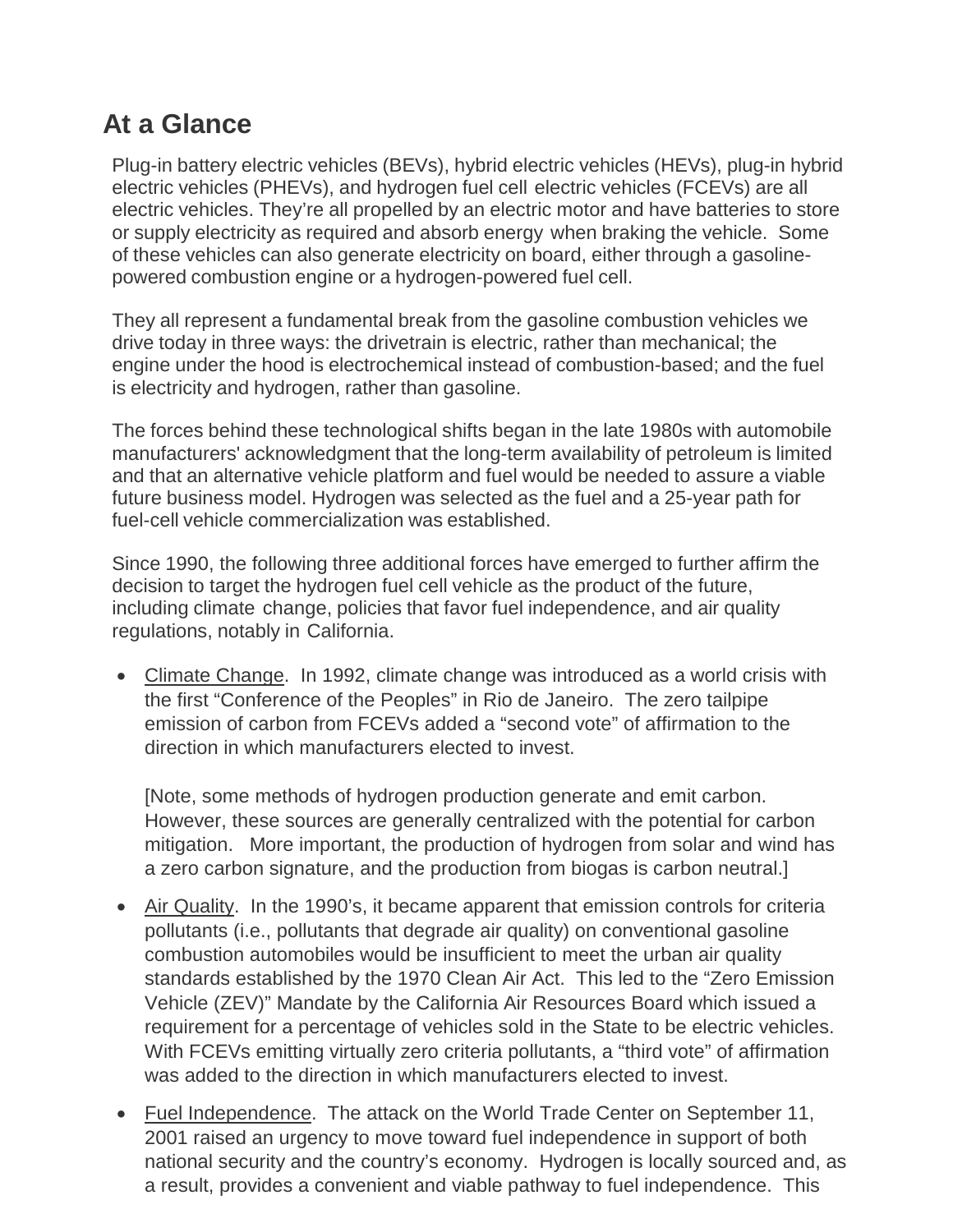# At a Glance

Plug-in battery electric vehicles (BEVs), hybrid electric vehicles (HEVs), plug-in hybrid electric vehicles (PHEVs), and hydrogen fuel cell electric vehicles (FCEVs) are all electric vehicles. They're all propelled by an electric motor and have batteries to store or supply electricity as required and absorb energy when braking the vehicle. Some of these vehicles can also generate electricity on board, either through a gasoline-powered combustion engine or a hydrogen-powered fuel cell.

They all represent a fundamental break from the gasoline combustion vehicles we drive today in three ways: the drivetrain is electric, rather than mechanical; the engine under the hood is electrochemical instead of combustion-based; and the fuel is electricity and hydrogen, rather than gasoline.

The forces behind these technological shifts began in the late 1980s with automobile manufacturers' acknowledgment that the long-term availability of petroleum is limited and that an alternative vehicle platform and fuel would be needed to assure a viable future business model. Hydrogen was selected as the fuel and a 25-year path for fuel-cell vehicle commercialization was established.

Since 1990, the following three additional forces have emerged to further affirm the decision to target the hydrogen fuel cell vehicle as the product of the future, including climate change, policies that favor fuel independence, and air quality regulations, notably in California.

- Climate Change. In 1992, climate change was introduced as a world crisis with the first "Conference of the Peoples" in Rio de Janeiro. The zero tailpipe emission of carbon from FCEVs added a "second vote" of affirmation to the direction in which manufacturers elected to invest.

  [Note, some methods of hydrogen production generate and emit carbon. However, these sources are generally centralized with the potential for carbon mitigation. More important, the production of hydrogen from solar and wind has a zero carbon signature, and the production from biogas is carbon neutral.]

- Air Quality. In the 1990's, it became apparent that emission controls for criteria pollutants (i.e., pollutants that degrade air quality) on conventional gasoline combustion automobiles would be insufficient to meet the urban air quality standards established by the 1970 Clean Air Act. This led to the "Zero Emission Vehicle (ZEV)" Mandate by the California Air Resources Board which issued a requirement for a percentage of vehicles sold in the State to be electric vehicles. With FCEVs emitting virtually zero criteria pollutants, a "third vote" of affirmation was added to the direction in which manufacturers elected to invest.

- Fuel Independence. The attack on the World Trade Center on September 11, 2001 raised an urgency to move toward fuel independence in support of both national security and the country's economy. Hydrogen is locally sourced and, as a result, provides a convenient and viable pathway to fuel independence. This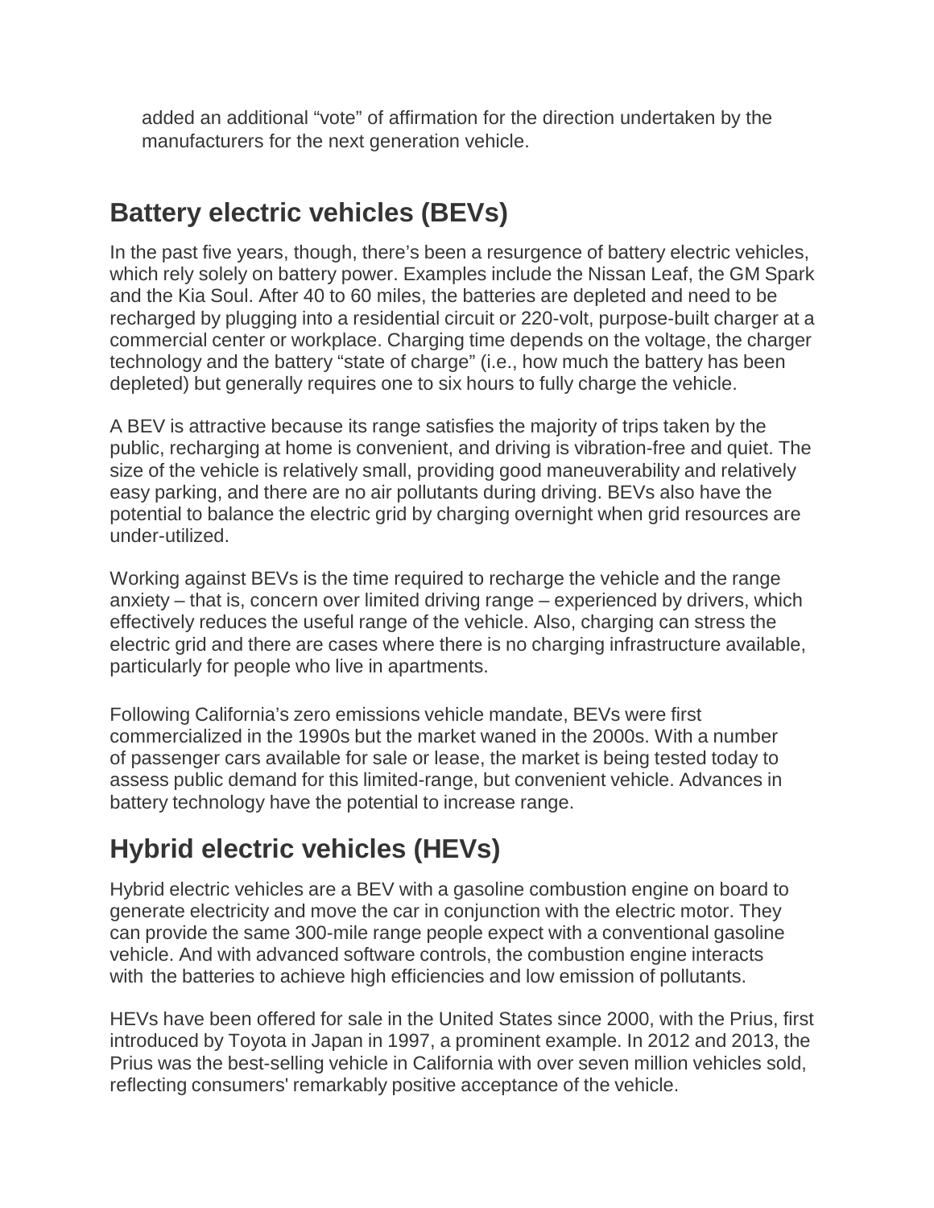added an additional “vote” of affirmation for the direction undertaken by the manufacturers for the next generation vehicle.

## Battery electric vehicles (BEVs)

In the past five years, though, there’s been a resurgence of battery electric vehicles, which rely solely on battery power. Examples include the Nissan Leaf, the GM Spark and the Kia Soul. After 40 to 60 miles, the batteries are depleted and need to be recharged by plugging into a residential circuit or 220-volt, purpose-built charger at a commercial center or workplace. Charging time depends on the voltage, the charger technology and the battery “state of charge” (i.e., how much the battery has been depleted) but generally requires one to six hours to fully charge the vehicle.

A BEV is attractive because its range satisfies the majority of trips taken by the public, recharging at home is convenient, and driving is vibration-free and quiet. The size of the vehicle is relatively small, providing good maneuverability and relatively easy parking, and there are no air pollutants during driving. BEVs also have the potential to balance the electric grid by charging overnight when grid resources are under-utilized.

Working against BEVs is the time required to recharge the vehicle and the range anxiety – that is, concern over limited driving range – experienced by drivers, which effectively reduces the useful range of the vehicle. Also, charging can stress the electric grid and there are cases where there is no charging infrastructure available, particularly for people who live in apartments.

Following California’s zero emissions vehicle mandate, BEVs were first commercialized in the 1990s but the market waned in the 2000s. With a number of passenger cars available for sale or lease, the market is being tested today to assess public demand for this limited-range, but convenient vehicle. Advances in battery technology have the potential to increase range.

## Hybrid electric vehicles (HEVs)

Hybrid electric vehicles are a BEV with a gasoline combustion engine on board to generate electricity and move the car in conjunction with the electric motor. They can provide the same 300-mile range people expect with a conventional gasoline vehicle. And with advanced software controls, the combustion engine interacts with the batteries to achieve high efficiencies and low emission of pollutants.

HEVs have been offered for sale in the United States since 2000, with the Prius, first introduced by Toyota in Japan in 1997, a prominent example. In 2012 and 2013, the Prius was the best-selling vehicle in California with over seven million vehicles sold, reflecting consumers' remarkably positive acceptance of the vehicle.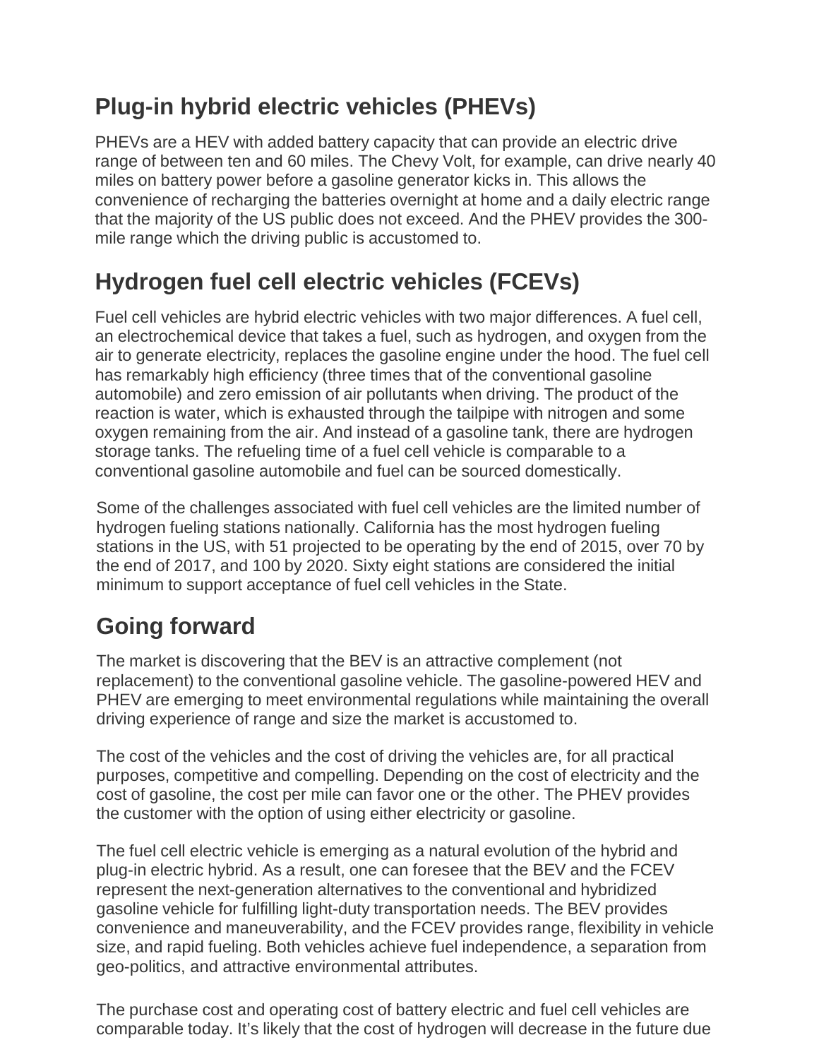## Plug-in hybrid electric vehicles (PHEVs)

PHEVs are a HEV with added battery capacity that can provide an electric drive range of between ten and 60 miles. The Chevy Volt, for example, can drive nearly 40 miles on battery power before a gasoline generator kicks in. This allows the convenience of recharging the batteries overnight at home and a daily electric range that the majority of the US public does not exceed. And the PHEV provides the 300-mile range which the driving public is accustomed to.

## Hydrogen fuel cell electric vehicles (FCEVs)

Fuel cell vehicles are hybrid electric vehicles with two major differences. A fuel cell, an electrochemical device that takes a fuel, such as hydrogen, and oxygen from the air to generate electricity, replaces the gasoline engine under the hood. The fuel cell has remarkably high efficiency (three times that of the conventional gasoline automobile) and zero emission of air pollutants when driving. The product of the reaction is water, which is exhausted through the tailpipe with nitrogen and some oxygen remaining from the air. And instead of a gasoline tank, there are hydrogen storage tanks. The refueling time of a fuel cell vehicle is comparable to a conventional gasoline automobile and fuel can be sourced domestically.

Some of the challenges associated with fuel cell vehicles are the limited number of hydrogen fueling stations nationally. California has the most hydrogen fueling stations in the US, with 51 projected to be operating by the end of 2015, over 70 by the end of 2017, and 100 by 2020. Sixty eight stations are considered the initial minimum to support acceptance of fuel cell vehicles in the State.

## Going forward

The market is discovering that the BEV is an attractive complement (not replacement) to the conventional gasoline vehicle. The gasoline-powered HEV and PHEV are emerging to meet environmental regulations while maintaining the overall driving experience of range and size the market is accustomed to.

The cost of the vehicles and the cost of driving the vehicles are, for all practical purposes, competitive and compelling. Depending on the cost of electricity and the cost of gasoline, the cost per mile can favor one or the other. The PHEV provides the customer with the option of using either electricity or gasoline.

The fuel cell electric vehicle is emerging as a natural evolution of the hybrid and plug-in electric hybrid. As a result, one can foresee that the BEV and the FCEV represent the next-generation alternatives to the conventional and hybridized gasoline vehicle for fulfilling light-duty transportation needs. The BEV provides convenience and maneuverability, and the FCEV provides range, flexibility in vehicle size, and rapid fueling. Both vehicles achieve fuel independence, a separation from geo-politics, and attractive environmental attributes.

The purchase cost and operating cost of battery electric and fuel cell vehicles are comparable today. It's likely that the cost of hydrogen will decrease in the future due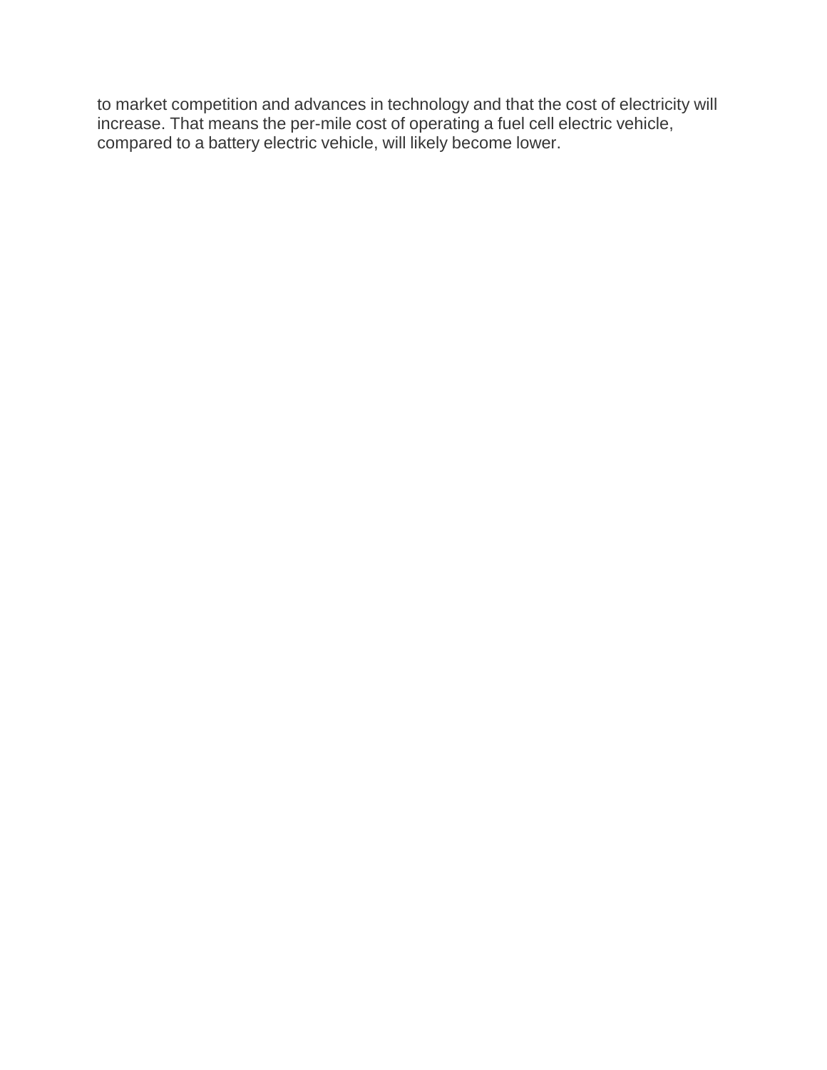to market competition and advances in technology and that the cost of electricity will increase. That means the per-mile cost of operating a fuel cell electric vehicle, compared to a battery electric vehicle, will likely become lower.